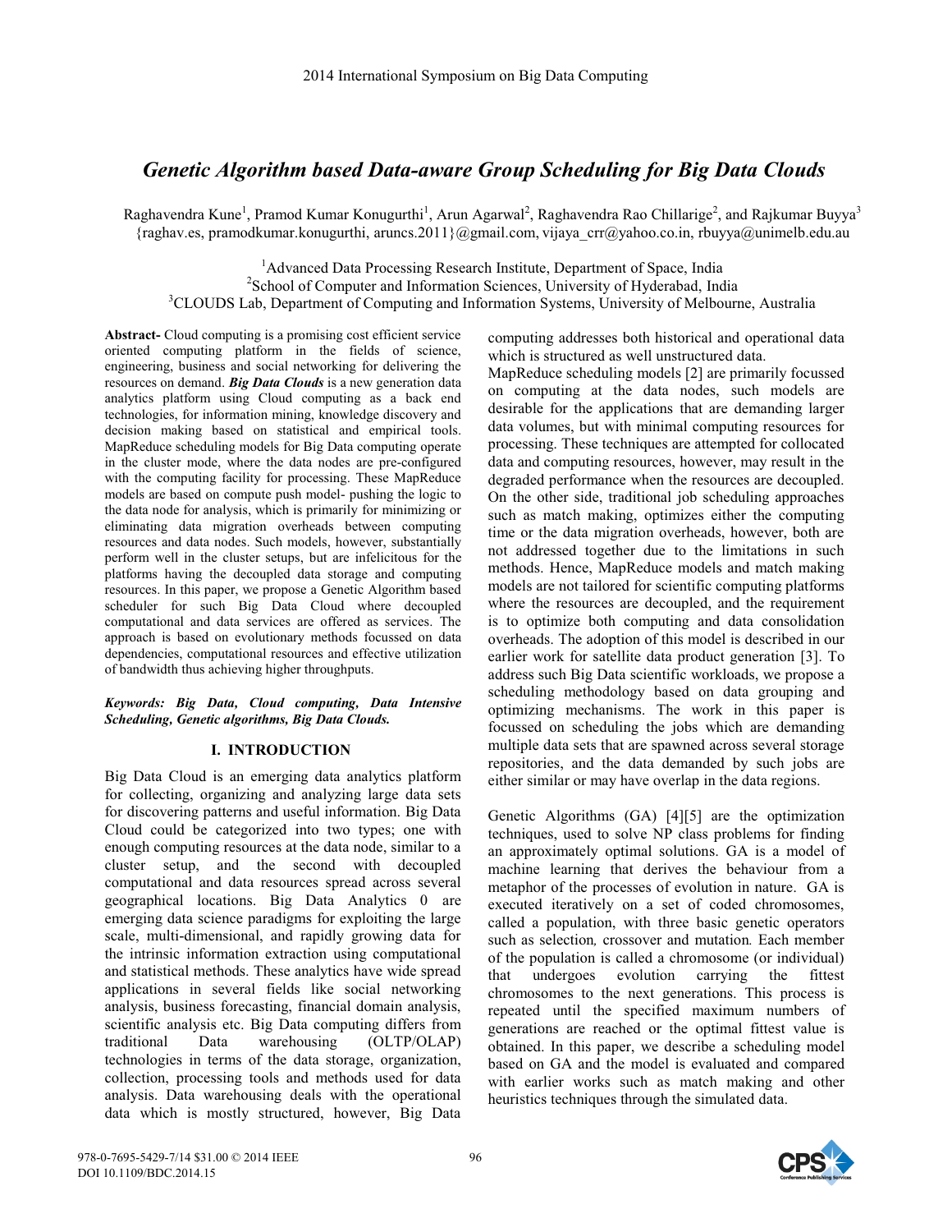# *Genetic Algorithm based Data-aware Group Scheduling for Big Data Clouds*

Raghavendra Kune[1], Pramod Kumar Konugurthi[1], Arun Agarwal[2], Raghavendra Rao Chillarige[2], and Rajkumar Buyya[3]
{raghav.es, pramodkumar.konugurthi, aruncs.2011}@gmail.com, vijaya_crr@yahoo.co.in, rbuyya@unimelb.edu.au

[1]Advanced Data Processing Research Institute, Department of Space, India
[2]School of Computer and Information Sciences, University of Hyderabad, India
[3]CLOUDS Lab, Department of Computing and Information Systems, University of Melbourne, Australia

**Abstract-** Cloud computing is a promising cost efficient service oriented computing platform in the fields of science, engineering, business and social networking for delivering the resources on demand. ***Big Data Clouds*** is a new generation data analytics platform using Cloud computing as a back end technologies, for information mining, knowledge discovery and decision making based on statistical and empirical tools. MapReduce scheduling models for Big Data computing operate in the cluster mode, where the data nodes are pre-configured with the computing facility for processing. These MapReduce models are based on compute push model- pushing the logic to the data node for analysis, which is primarily for minimizing or eliminating data migration overheads between computing resources and data nodes. Such models, however, substantially perform well in the cluster setups, but are infelicitous for the platforms having the decoupled data storage and computing resources. In this paper, we propose a Genetic Algorithm based scheduler for such Big Data Cloud where decoupled computational and data services are offered as services. The approach is based on evolutionary methods focussed on data dependencies, computational resources and effective utilization of bandwidth thus achieving higher throughputs.

***Keywords: Big Data, Cloud computing, Data Intensive Scheduling, Genetic algorithms, Big Data Clouds.***

## I. INTRODUCTION

Big Data Cloud is an emerging data analytics platform for collecting, organizing and analyzing large data sets for discovering patterns and useful information. Big Data Cloud could be categorized into two types; one with enough computing resources at the data node, similar to a cluster setup, and the second with decoupled computational and data resources spread across several geographical locations. Big Data Analytics 0 are emerging data science paradigms for exploiting the large scale, multi-dimensional, and rapidly growing data for the intrinsic information extraction using computational and statistical methods. These analytics have wide spread applications in several fields like social networking analysis, business forecasting, financial domain analysis, scientific analysis etc. Big Data computing differs from traditional Data warehousing (OLTP/OLAP) technologies in terms of the data storage, organization, collection, processing tools and methods used for data analysis. Data warehousing deals with the operational data which is mostly structured, however, Big Data computing addresses both historical and operational data which is structured as well unstructured data.

MapReduce scheduling models [2] are primarily focussed on computing at the data nodes, such models are desirable for the applications that are demanding larger data volumes, but with minimal computing resources for processing. These techniques are attempted for collocated data and computing resources, however, may result in the degraded performance when the resources are decoupled. On the other side, traditional job scheduling approaches such as match making, optimizes either the computing time or the data migration overheads, however, both are not addressed together due to the limitations in such methods. Hence, MapReduce models and match making models are not tailored for scientific computing platforms where the resources are decoupled, and the requirement is to optimize both computing and data consolidation overheads. The adoption of this model is described in our earlier work for satellite data product generation [3]. To address such Big Data scientific workloads, we propose a scheduling methodology based on data grouping and optimizing mechanisms. The work in this paper is focussed on scheduling the jobs which are demanding multiple data sets that are spawned across several storage repositories, and the data demanded by such jobs are either similar or may have overlap in the data regions.

Genetic Algorithms (GA) [4][5] are the optimization techniques, used to solve NP class problems for finding an approximately optimal solutions. GA is a model of machine learning that derives the behaviour from a metaphor of the processes of evolution in nature. GA is executed iteratively on a set of coded chromosomes, called a population, with three basic genetic operators such as selection*,* crossover and mutation*.* Each member of the population is called a chromosome (or individual) that undergoes evolution carrying the fittest chromosomes to the next generations. This process is repeated until the specified maximum numbers of generations are reached or the optimal fittest value is obtained. In this paper, we describe a scheduling model based on GA and the model is evaluated and compared with earlier works such as match making and other heuristics techniques through the simulated data.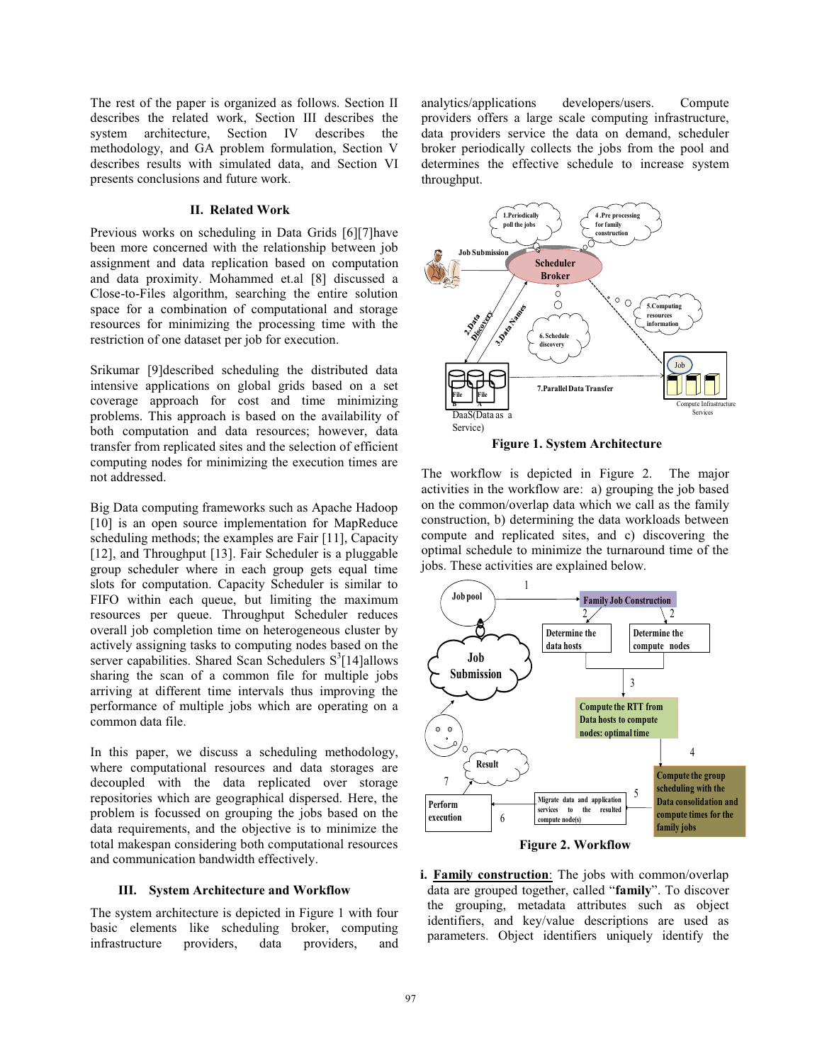The rest of the paper is organized as follows. Section II describes the related work, Section III describes the system architecture, Section IV describes the methodology, and GA problem formulation, Section V describes results with simulated data, and Section VI presents conclusions and future work.

## II. Related Work

Previous works on scheduling in Data Grids [6][7]have been more concerned with the relationship between job assignment and data replication based on computation and data proximity. Mohammed et.al [8] discussed a Close-to-Files algorithm, searching the entire solution space for a combination of computational and storage resources for minimizing the processing time with the restriction of one dataset per job for execution.

Srikumar [9]described scheduling the distributed data intensive applications on global grids based on a set coverage approach for cost and time minimizing problems. This approach is based on the availability of both computation and data resources; however, data transfer from replicated sites and the selection of efficient computing nodes for minimizing the execution times are not addressed.

Big Data computing frameworks such as Apache Hadoop [10] is an open source implementation for MapReduce scheduling methods; the examples are Fair [11], Capacity [12], and Throughput [13]. Fair Scheduler is a pluggable group scheduler where in each group gets equal time slots for computation. Capacity Scheduler is similar to FIFO within each queue, but limiting the maximum resources per queue. Throughput Scheduler reduces overall job completion time on heterogeneous cluster by actively assigning tasks to computing nodes based on the server capabilities. Shared Scan Schedulers $S^3$[14]allows sharing the scan of a common file for multiple jobs arriving at different time intervals thus improving the performance of multiple jobs which are operating on a common data file.

In this paper, we discuss a scheduling methodology, where computational resources and data storages are decoupled with the data replicated over storage repositories which are geographical dispersed. Here, the problem is focussed on grouping the jobs based on the data requirements, and the objective is to minimize the total makespan considering both computational resources and communication bandwidth effectively.

## III. System Architecture and Workflow

The system architecture is depicted in Figure 1 with four basic elements like scheduling broker, computing infrastructure providers, data providers, and analytics/applications developers/users. Compute providers offers a large scale computing infrastructure, data providers service the data on demand, scheduler broker periodically collects the jobs from the pool and determines the effective schedule to increase system throughput.

**Figure 1. System Architecture**

The workflow is depicted in Figure 2. The major activities in the workflow are: a) grouping the job based on the common/overlap data which we call as the family construction, b) determining the data workloads between compute and replicated sites, and c) discovering the optimal schedule to minimize the turnaround time of the jobs. These activities are explained below.

**Figure 2. Workflow**

i. **Family construction**: The jobs with common/overlap data are grouped together, called "**family**". To discover the grouping, metadata attributes such as object identifiers, and key/value descriptions are used as parameters. Object identifiers uniquely identify the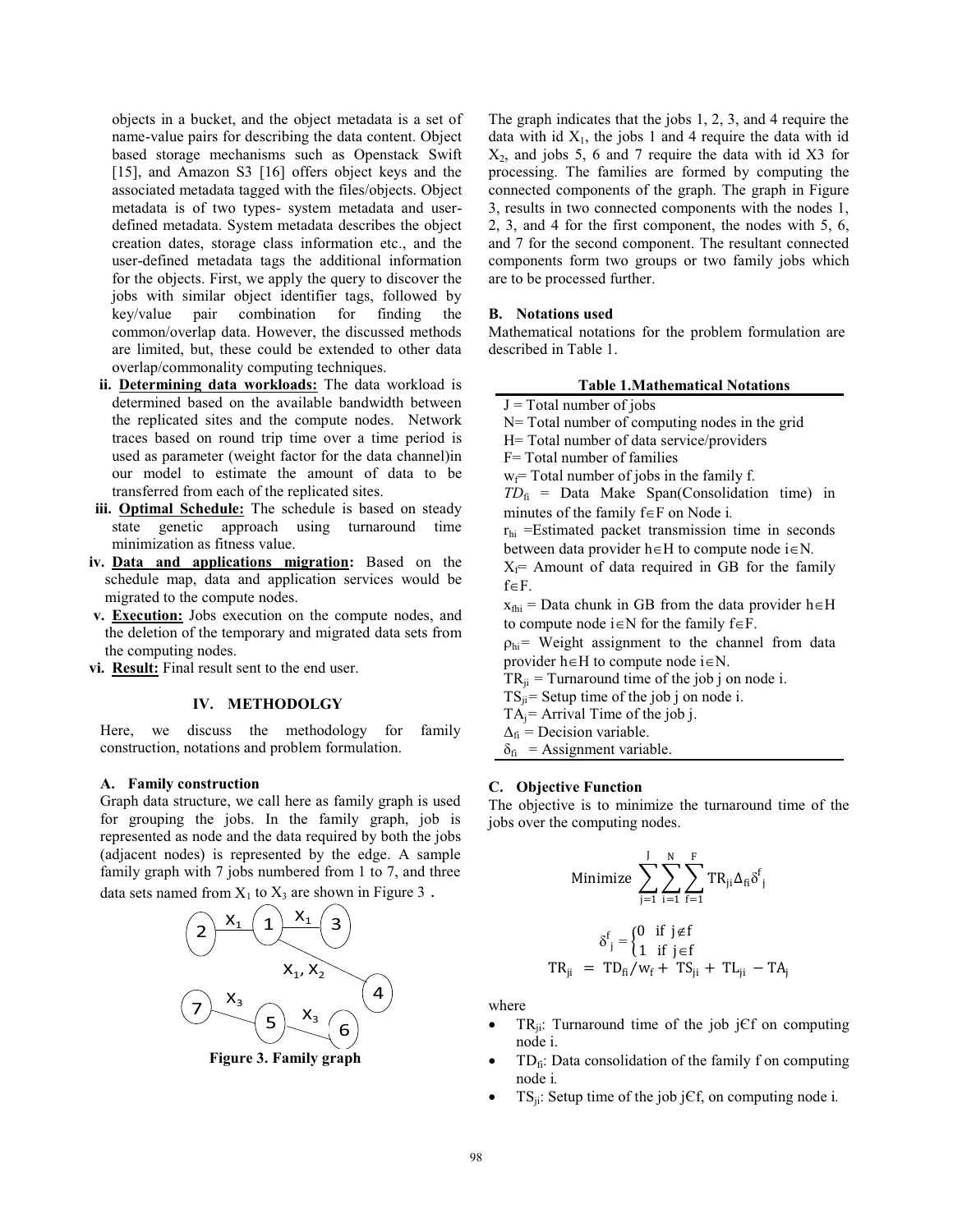objects in a bucket, and the object metadata is a set of name-value pairs for describing the data content. Object based storage mechanisms such as Openstack Swift [15], and Amazon S3 [16] offers object keys and the associated metadata tagged with the files/objects. Object metadata is of two types- system metadata and user-defined metadata. System metadata describes the object creation dates, storage class information etc., and the user-defined metadata tags the additional information for the objects. First, we apply the query to discover the jobs with similar object identifier tags, followed by key/value pair combination for finding the common/overlap data. However, the discussed methods are limited, but, these could be extended to other data overlap/commonality computing techniques.

ii. **Determining data workloads:** The data workload is determined based on the available bandwidth between the replicated sites and the compute nodes. Network traces based on round trip time over a time period is used as parameter (weight factor for the data channel)in our model to estimate the amount of data to be transferred from each of the replicated sites.

iii. **Optimal Schedule:** The schedule is based on steady state genetic approach using turnaround time minimization as fitness value.

iv. **Data and applications migration:** Based on the schedule map, data and application services would be migrated to the compute nodes.

v. **Execution:** Jobs execution on the compute nodes, and the deletion of the temporary and migrated data sets from the computing nodes.

vi. **Result:** Final result sent to the end user.

## IV. METHODOLGY

Here, we discuss the methodology for family construction, notations and problem formulation.

### A. Family construction

Graph data structure, we call here as family graph is used for grouping the jobs. In the family graph, job is represented as node and the data required by both the jobs (adjacent nodes) is represented by the edge. A sample family graph with 7 jobs numbered from 1 to 7, and three data sets named from $X_1$ to $X_3$ are shown in Figure 3 .

Figure 3. Family graph

The graph indicates that the jobs 1, 2, 3, and 4 require the data with id $X_1$, the jobs 1 and 4 require the data with id $X_2$, and jobs 5, 6 and 7 require the data with id X3 for processing. The families are formed by computing the connected components of the graph. The graph in Figure 3, results in two connected components with the nodes 1, 2, 3, and 4 for the first component, the nodes with 5, 6, and 7 for the second component. The resultant connected components form two groups or two family jobs which are to be processed further.

### B. Notations used

Mathematical notations for the problem formulation are described in Table 1.

**Table 1.Mathematical Notations**

| |
|---|
| J = Total number of jobs |
| N= Total number of computing nodes in the grid |
| H= Total number of data service/providers |
| F= Total number of families |
| $w_f$= Total number of jobs in the family f. |
| $TD_{fi}$ = Data Make Span(Consolidation time) in minutes of the family $f \in F$ on Node i. |
| $r_{hi}$ =Estimated packet transmission time in seconds between data provider $h \in H$ to compute node $i \in N$. |
| $X_f$= Amount of data required in GB for the family $f \in F$. |
| $x_{fhi}$ = Data chunk in GB from the data provider $h \in H$ to compute node $i \in N$ for the family $f \in F$. |
| $\rho_{hi}$= Weight assignment to the channel from data provider $h \in H$ to compute node $i \in N$. |
| $TR_{ji}$ = Turnaround time of the job j on node i. |
| $TS_{ji}$= Setup time of the job j on node i. |
| $TA_j$= Arrival Time of the job j. |
| $\Delta_{fi}$ = Decision variable. |
| $\delta_{fi}$ = Assignment variable. |

### C. Objective Function

The objective is to minimize the turnaround time of the jobs over the computing nodes.

$$\text{Minimize} \sum_{j=1}^{J} \sum_{i=1}^{N} \sum_{f=1}^{F} TR_{ji} \Delta_{fi} \delta_j^f$$

$$\delta_j^f = \begin{cases} 0 & \text{if } j \notin f \\ 1 & \text{if } j \in f \end{cases}$$

$$TR_{ji} = TD_{fi}/w_f + TS_{ji} + TL_{ji} - TA_j$$

where

- $TR_{ji}$: Turnaround time of the job j€f on computing node i.
- $TD_{fi}$: Data consolidation of the family f on computing node i.
- $TS_{ji}$: Setup time of the job j€f, on computing node i.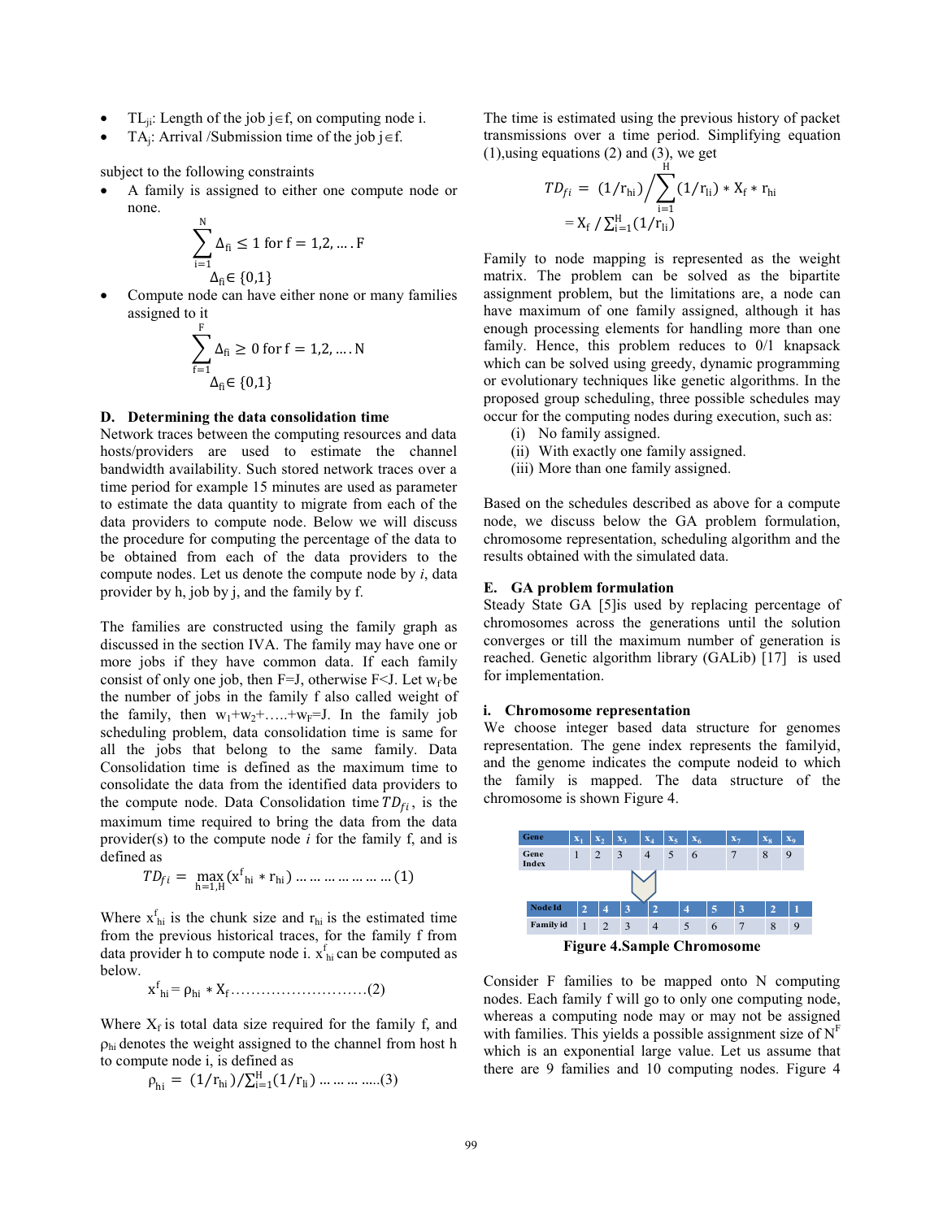- $TL_{ji}$: Length of the job $j \in f$, on computing node i.
- $TA_j$: Arrival /Submission time of the job $j \in f$.

subject to the following constraints

- A family is assigned to either one compute node or none.

$$\sum_{i=1}^{N} \Delta_{fi} \leq 1 \text{ for } f = 1,2, \ldots . F$$

$$\Delta_{fi} \in \{0,1\}$$

- Compute node can have either none or many families assigned to it

$$\sum_{f=1}^{F} \Delta_{fi} \geq 0 \text{ for } f = 1,2, \ldots . N$$

$$\Delta_{fi} \in \{0,1\}$$

### D. Determining the data consolidation time

Network traces between the computing resources and data hosts/providers are used to estimate the channel bandwidth availability. Such stored network traces over a time period for example 15 minutes are used as parameter to estimate the data quantity to migrate from each of the data providers to compute node. Below we will discuss the procedure for computing the percentage of the data to be obtained from each of the data providers to the compute nodes. Let us denote the compute node by *i*, data provider by h, job by j, and the family by f.

The families are constructed using the family graph as discussed in the section IVA. The family may have one or more jobs if they have common data. If each family consist of only one job, then F=J, otherwise F<J. Let $w_f$ be the number of jobs in the family f also called weight of the family, then $w_1+w_2+\ldots+w_F=J$. In the family job scheduling problem, data consolidation time is same for all the jobs that belong to the same family. Data Consolidation time is defined as the maximum time to consolidate the data from the identified data providers to the compute node. Data Consolidation time $TD_{fi}$, is the maximum time required to bring the data from the data provider(s) to the compute node *i* for the family f, and is defined as

$$TD_{fi} = \max_{h=1,H} (x^f_{hi} * r_{hi}) \ldots\ldots\ldots\ldots\ldots (1)$$

Where $x^f_{hi}$ is the chunk size and $r_{hi}$ is the estimated time from the previous historical traces, for the family f from data provider h to compute node i. $x^f_{hi}$ can be computed as below.

$$x^f_{hi} = \rho_{hi} * X_f \ldots\ldots\ldots\ldots (2)$$

Where $X_f$ is total data size required for the family f, and $\rho_{hi}$ denotes the weight assigned to the channel from host h to compute node i, is defined as

$$\rho_{hi} = (1/r_{hi}) / \textstyle\sum_{i=1}^{H} (1/r_{li}) \ldots\ldots\ldots (3)$$

The time is estimated using the previous history of packet transmissions over a time period. Simplifying equation (1),using equations (2) and (3), we get

$$TD_{fi} = (1/r_{hi}) \Big/ \sum_{i=1}^{H} (1/r_{li}) * X_f * r_{hi}$$

$$= X_f / \textstyle\sum_{i=1}^{H} (1/r_{li})$$

Family to node mapping is represented as the weight matrix. The problem can be solved as the bipartite assignment problem, but the limitations are, a node can have maximum of one family assigned, although it has enough processing elements for handling more than one family. Hence, this problem reduces to 0/1 knapsack which can be solved using greedy, dynamic programming or evolutionary techniques like genetic algorithms. In the proposed group scheduling, three possible schedules may occur for the computing nodes during execution, such as:

(i) No family assigned.
(ii) With exactly one family assigned.
(iii) More than one family assigned.

Based on the schedules described as above for a compute node, we discuss below the GA problem formulation, chromosome representation, scheduling algorithm and the results obtained with the simulated data.

### E. GA problem formulation

Steady State GA [5]is used by replacing percentage of chromosomes across the generations until the solution converges or till the maximum number of generation is reached. Genetic algorithm library (GALib) [17] is used for implementation.

#### i. Chromosome representation

We choose integer based data structure for genomes representation. The gene index represents the familyid, and the genome indicates the compute nodeid to which the family is mapped. The data structure of the chromosome is shown Figure 4.

| Gene | $x_1$ | $x_2$ | $x_3$ | $x_4$ | $x_5$ | $x_6$ | $x_7$ | $x_8$ | $x_9$ |
|---|---|---|---|---|---|---|---|---|---|
| Gene Index | 1 | 2 | 3 | 4 | 5 | 6 | 7 | 8 | 9 |

| Node Id | 2 | 4 | 3 | 2 | 4 | 5 | 3 | 2 | 1 |
|---|---|---|---|---|---|---|---|---|---|
| Family id | 1 | 2 | 3 | 4 | 5 | 6 | 7 | 8 | 9 |

**Figure 4.Sample Chromosome**

Consider F families to be mapped onto N computing nodes. Each family f will go to only one computing node, whereas a computing node may or may not be assigned with families. This yields a possible assignment size of $N^F$ which is an exponential large value. Let us assume that there are 9 families and 10 computing nodes. Figure 4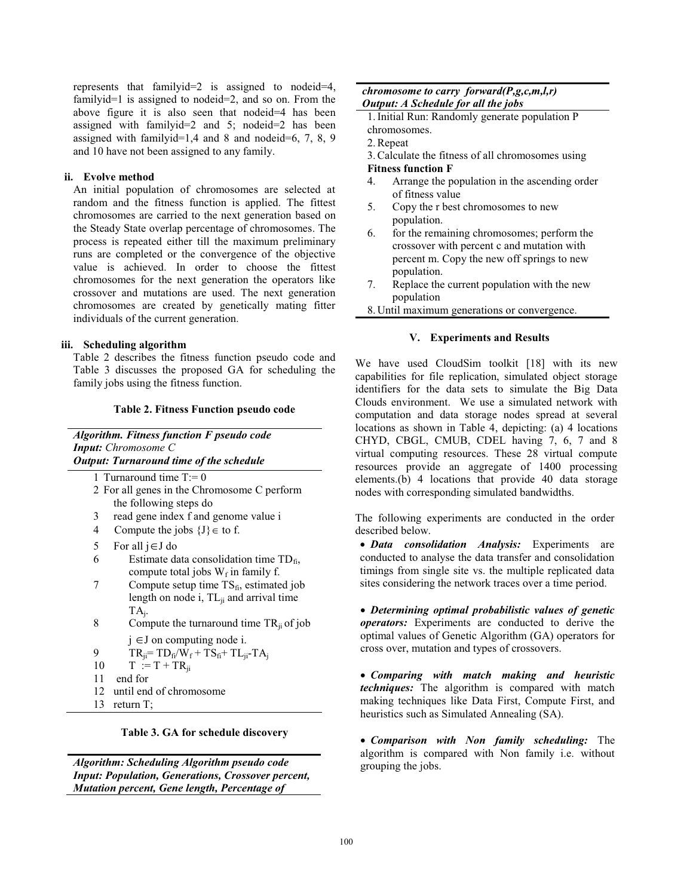represents that familyid=2 is assigned to nodeid=4, familyid=1 is assigned to nodeid=2, and so on. From the above figure it is also seen that nodeid=4 has been assigned with familyid=2 and 5; nodeid=2 has been assigned with familyid=1,4 and 8 and nodeid=6, 7, 8, 9 and 10 have not been assigned to any family.

#### ii. Evolve method

An initial population of chromosomes are selected at random and the fitness function is applied. The fittest chromosomes are carried to the next generation based on the Steady State overlap percentage of chromosomes. The process is repeated either till the maximum preliminary runs are completed or the convergence of the objective value is achieved. In order to choose the fittest chromosomes for the next generation the operators like crossover and mutations are used. The next generation chromosomes are created by genetically mating fitter individuals of the current generation.

#### iii. Scheduling algorithm

Table 2 describes the fitness function pseudo code and Table 3 discusses the proposed GA for scheduling the family jobs using the fitness function.

**Table 2. Fitness Function pseudo code**

***Algorithm. Fitness function F pseudo code***
***Input:*** *Chromosome C*
***Output: Turnaround time of the schedule***

1. Turnaround time T:= 0
2. For all genes in the Chromosome C perform the following steps do
3. read gene index f and genome value i
4. Compute the jobs $\{J\} \in$ to f.
5. For all $j \in J$ do
6. Estimate data consolidation time $TD_{fi}$, compute total jobs $W_f$ in family f.
7. Compute setup time $TS_{fi}$, estimated job length on node i, $TL_{ji}$ and arrival time $TA_j$.
8. Compute the turnaround time $TR_{ji}$ of job $j \in J$ on computing node i.
9. $TR_{ji} = TD_{fi}/W_f + TS_{fi} + TL_{ji} - TA_j$
10. $T := T + TR_{ji}$
11. end for
12. until end of chromosome
13. return T;

**Table 3. GA for schedule discovery**

***Algorithm: Scheduling Algorithm pseudo code***
***Input: Population, Generations, Crossover percent, Mutation percent, Gene length, Percentage of chromosome to carry forward(P,g,c,m,l,r)***
***Output: A Schedule for all the jobs***

1. Initial Run: Randomly generate population P chromosomes.
2. Repeat
3. Calculate the fitness of all chromosomes using **Fitness function F**
4. Arrange the population in the ascending order of fitness value
5. Copy the r best chromosomes to new population.
6. for the remaining chromosomes; perform the crossover with percent c and mutation with percent m. Copy the new off springs to new population.
7. Replace the current population with the new population
8. Until maximum generations or convergence.

## V. Experiments and Results

We have used CloudSim toolkit [18] with its new capabilities for file replication, simulated object storage identifiers for the data sets to simulate the Big Data Clouds environment. We use a simulated network with computation and data storage nodes spread at several locations as shown in Table 4, depicting: (a) 4 locations CHYD, CBGL, CMUB, CDEL having 7, 6, 7 and 8 virtual computing resources. These 28 virtual compute resources provide an aggregate of 1400 processing elements.(b) 4 locations that provide 40 data storage nodes with corresponding simulated bandwidths.

The following experiments are conducted in the order described below.

- ***Data consolidation Analysis:*** Experiments are conducted to analyse the data transfer and consolidation timings from single site vs. the multiple replicated data sites considering the network traces over a time period.

- ***Determining optimal probabilistic values of genetic operators:*** Experiments are conducted to derive the optimal values of Genetic Algorithm (GA) operators for cross over, mutation and types of crossovers.

- ***Comparing with match making and heuristic techniques:*** The algorithm is compared with match making techniques like Data First, Compute First, and heuristics such as Simulated Annealing (SA).

- ***Comparison with Non family scheduling:*** The algorithm is compared with Non family i.e. without grouping the jobs.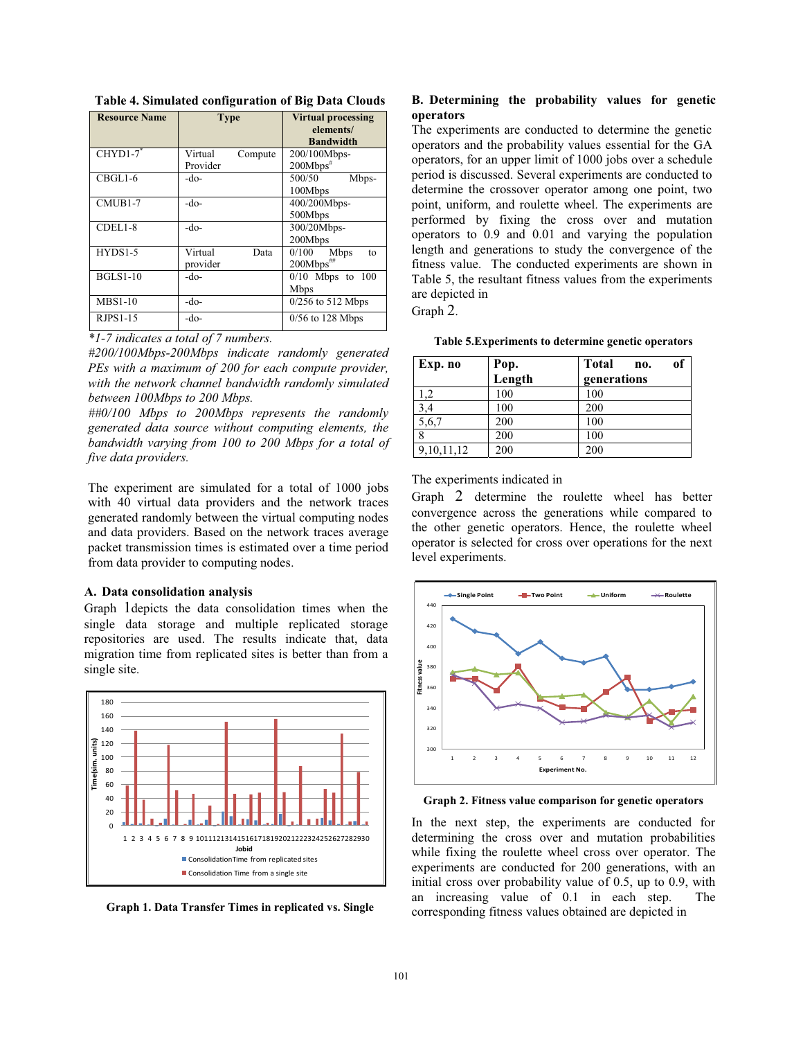**Table 4. Simulated configuration of Big Data Clouds**

| Resource Name | Type | Virtual processing elements/ Bandwidth |
|---|---|---|
| CHYD1-7* | Virtual Compute Provider | 200/100Mbps-200Mbps# |
| CBGL1-6 | -do- | 500/50 Mbps-100Mbps |
| CMUB1-7 | -do- | 400/200Mbps-500Mbps |
| CDEL1-8 | -do- | 300/20Mbps-200Mbps |
| HYDS1-5 | Virtual Data provider | 0/100 Mbps to 200Mbps## |
| BGLS1-10 | -do- | 0/10 Mbps to 100 Mbps |
| MBS1-10 | -do- | 0/256 to 512 Mbps |
| RJPS1-15 | -do- | 0/56 to 128 Mbps |

*\*1-7 indicates a total of 7 numbers.*

*#200/100Mbps-200Mbps indicate randomly generated PEs with a maximum of 200 for each compute provider, with the network channel bandwidth randomly simulated between 100Mbps to 200 Mbps.*

*##0/100 Mbps to 200Mbps represents the randomly generated data source without computing elements, the bandwidth varying from 100 to 200 Mbps for a total of five data providers.*

The experiment are simulated for a total of 1000 jobs with 40 virtual data providers and the network traces generated randomly between the virtual computing nodes and data providers. Based on the network traces average packet transmission times is estimated over a time period from data provider to computing nodes.

### A. Data consolidation analysis

Graph 1depicts the data consolidation times when the single data storage and multiple replicated storage repositories are used. The results indicate that, data migration time from replicated sites is better than from a single site.

Graph 1. Data Transfer Times in replicated vs. Single

### B. Determining the probability values for genetic operators

The experiments are conducted to determine the genetic operators and the probability values essential for the GA operators, for an upper limit of 1000 jobs over a schedule period is discussed. Several experiments are conducted to determine the crossover operator among one point, two point, uniform, and roulette wheel. The experiments are performed by fixing the cross over and mutation operators to 0.9 and 0.01 and varying the population length and generations to study the convergence of the fitness value. The conducted experiments are shown in Table 5, the resultant fitness values from the experiments are depicted in Graph 2.

**Table 5.Experiments to determine genetic operators**

| Exp. no | Pop. Length | Total no. of generations |
|---|---|---|
| 1,2 | 100 | 100 |
| 3,4 | 100 | 200 |
| 5,6,7 | 200 | 100 |
| 8 | 200 | 100 |
| 9,10,11,12 | 200 | 200 |

The experiments indicated in Graph 2 determine the roulette wheel has better convergence across the generations while compared to the other genetic operators. Hence, the roulette wheel operator is selected for cross over operations for the next level experiments.

Graph 2. Fitness value comparison for genetic operators

In the next step, the experiments are conducted for determining the cross over and mutation probabilities while fixing the roulette wheel cross over operator. The experiments are conducted for 200 generations, with an initial cross over probability value of 0.5, up to 0.9, with an increasing value of 0.1 in each step. The corresponding fitness values obtained are depicted in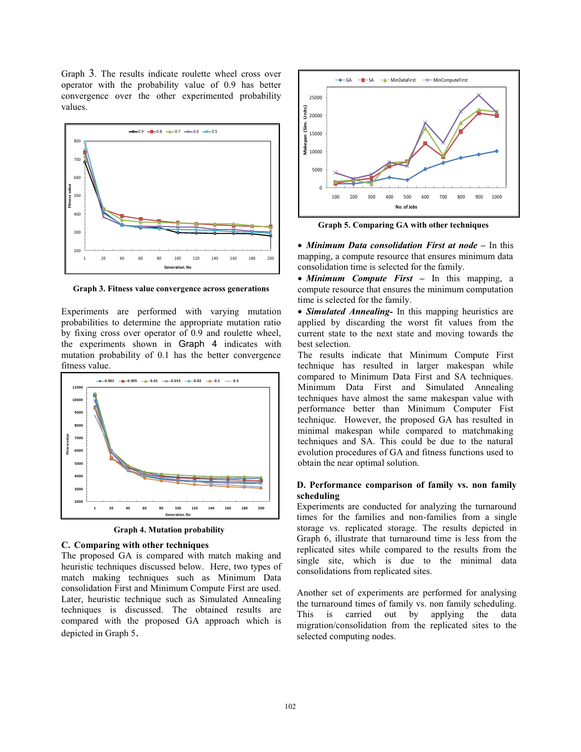Graph 3. The results indicate roulette wheel cross over operator with the probability value of 0.9 has better convergence over the other experimented probability values.

**Graph 3. Fitness value convergence across generations**

Experiments are performed with varying mutation probabilities to determine the appropriate mutation ratio by fixing cross over operator of 0.9 and roulette wheel, the experiments shown in Graph 4 indicates with mutation probability of 0.1 has the better convergence fitness value.

**Graph 4. Mutation probability**

### C. Comparing with other techniques

The proposed GA is compared with match making and heuristic techniques discussed below. Here, two types of match making techniques such as Minimum Data consolidation First and Minimum Compute First are used. Later, heuristic technique such as Simulated Annealing techniques is discussed. The obtained results are compared with the proposed GA approach which is depicted in Graph 5.

**Graph 5. Comparing GA with other techniques**

- ***Minimum Data consolidation First at node*** – In this mapping, a compute resource that ensures minimum data consolidation time is selected for the family.
- ***Minimum Compute First*** – In this mapping, a compute resource that ensures the minimum computation time is selected for the family.
- ***Simulated Annealing-*** In this mapping heuristics are applied by discarding the worst fit values from the current state to the next state and moving towards the best selection.

The results indicate that Minimum Compute First technique has resulted in larger makespan while compared to Minimum Data First and SA techniques. Minimum Data First and Simulated Annealing techniques have almost the same makespan value with performance better than Minimum Computer Fist technique. However, the proposed GA has resulted in minimal makespan while compared to matchmaking techniques and SA. This could be due to the natural evolution procedures of GA and fitness functions used to obtain the near optimal solution.

### D. Performance comparison of family vs. non family scheduling

Experiments are conducted for analyzing the turnaround times for the families and non-families from a single storage vs. replicated storage. The results depicted in Graph 6, illustrate that turnaround time is less from the replicated sites while compared to the results from the single site, which is due to the minimal data consolidations from replicated sites.

Another set of experiments are performed for analysing the turnaround times of family vs. non family scheduling. This is carried out by applying the data migration/consolidation from the replicated sites to the selected computing nodes.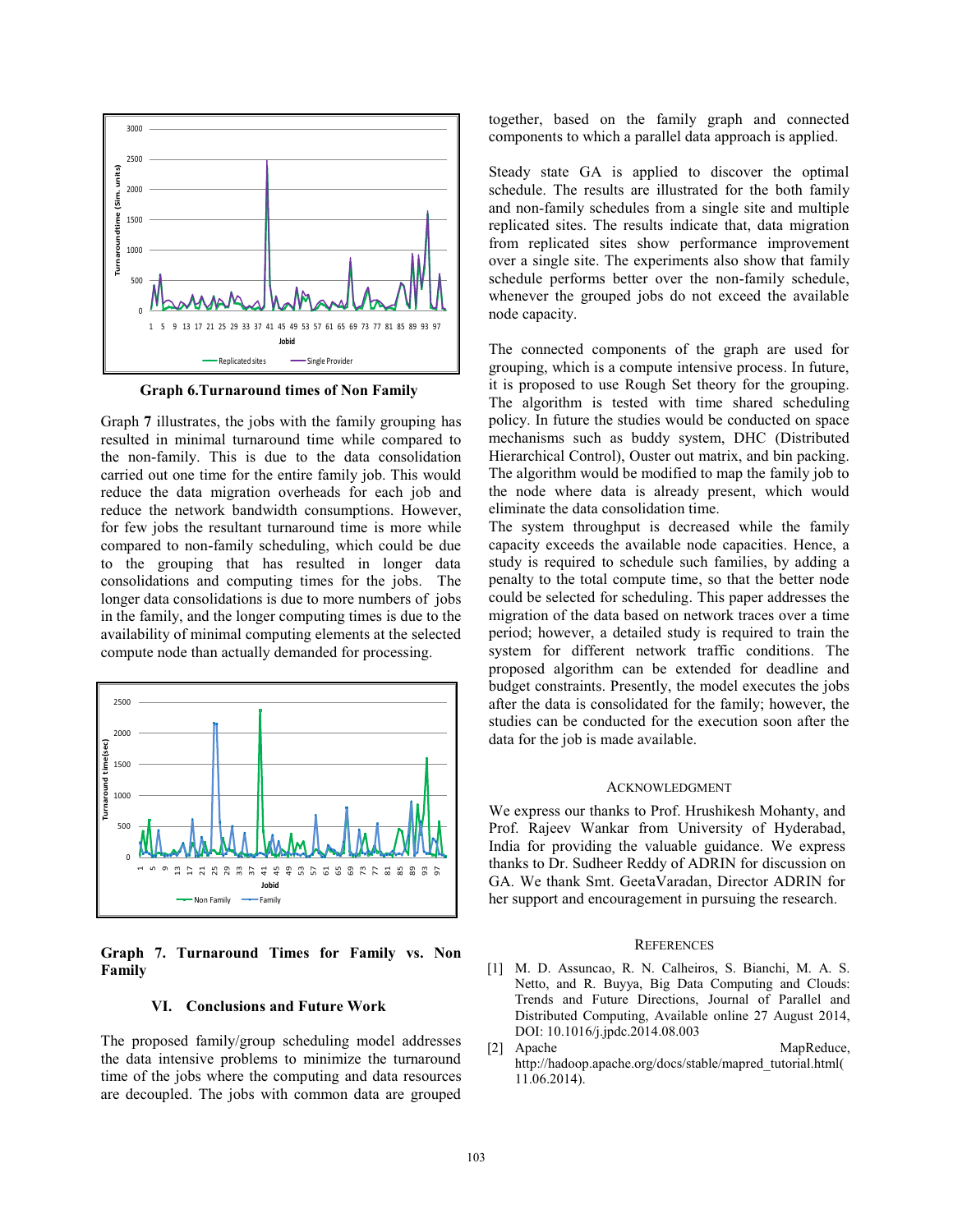3000
2500
2000
1500
1000
500
0

Turnaroundtime (Sim. units)

1 5 9 13 17 21 25 29 33 37 41 45 49 53 57 61 65 69 73 77 81 85 89 93 97

Jobid

Replicated sites — Single Provider

**Graph 6.Turnaround times of Non Family**

Graph **7** illustrates, the jobs with the family grouping has resulted in minimal turnaround time while compared to the non-family. This is due to the data consolidation carried out one time for the entire family job. This would reduce the data migration overheads for each job and reduce the network bandwidth consumptions. However, for few jobs the resultant turnaround time is more while compared to non-family scheduling, which could be due to the grouping that has resulted in longer data consolidations and computing times for the jobs. The longer data consolidations is due to more numbers of jobs in the family, and the longer computing times is due to the availability of minimal computing elements at the selected compute node than actually demanded for processing.

2500
2000
1500
1000
500
0

Turnaround time(sec)

1 5 9 13 17 21 25 29 33 37 41 45 49 53 57 61 65 69 73 77 81 85 89 93 97

Jobid

Non Family — Family

**Graph 7. Turnaround Times for Family vs. Non Family**

## VI. Conclusions and Future Work

The proposed family/group scheduling model addresses the data intensive problems to minimize the turnaround time of the jobs where the computing and data resources are decoupled. The jobs with common data are grouped together, based on the family graph and connected components to which a parallel data approach is applied.

Steady state GA is applied to discover the optimal schedule. The results are illustrated for the both family and non-family schedules from a single site and multiple replicated sites. The results indicate that, data migration from replicated sites show performance improvement over a single site. The experiments also show that family schedule performs better over the non-family schedule, whenever the grouped jobs do not exceed the available node capacity.

The connected components of the graph are used for grouping, which is a compute intensive process. In future, it is proposed to use Rough Set theory for the grouping. The algorithm is tested with time shared scheduling policy. In future the studies would be conducted on space mechanisms such as buddy system, DHC (Distributed Hierarchical Control), Ouster out matrix, and bin packing. The algorithm would be modified to map the family job to the node where data is already present, which would eliminate the data consolidation time.
The system throughput is decreased while the family capacity exceeds the available node capacities. Hence, a study is required to schedule such families, by adding a penalty to the total compute time, so that the better node could be selected for scheduling. This paper addresses the migration of the data based on network traces over a time period; however, a detailed study is required to train the system for different network traffic conditions. The proposed algorithm can be extended for deadline and budget constraints. Presently, the model executes the jobs after the data is consolidated for the family; however, the studies can be conducted for the execution soon after the data for the job is made available.

## Acknowledgment

We express our thanks to Prof. Hrushikesh Mohanty, and Prof. Rajeev Wankar from University of Hyderabad, India for providing the valuable guidance. We express thanks to Dr. Sudheer Reddy of ADRIN for discussion on GA. We thank Smt. GeetaVaradan, Director ADRIN for her support and encouragement in pursuing the research.

## References

[1] M. D. Assuncao, R. N. Calheiros, S. Bianchi, M. A. S. Netto, and R. Buyya, Big Data Computing and Clouds: Trends and Future Directions, Journal of Parallel and Distributed Computing, Available online 27 August 2014, DOI: 10.1016/j.jpdc.2014.08.003

[2] Apache MapReduce, http://hadoop.apache.org/docs/stable/mapred_tutorial.html( 11.06.2014).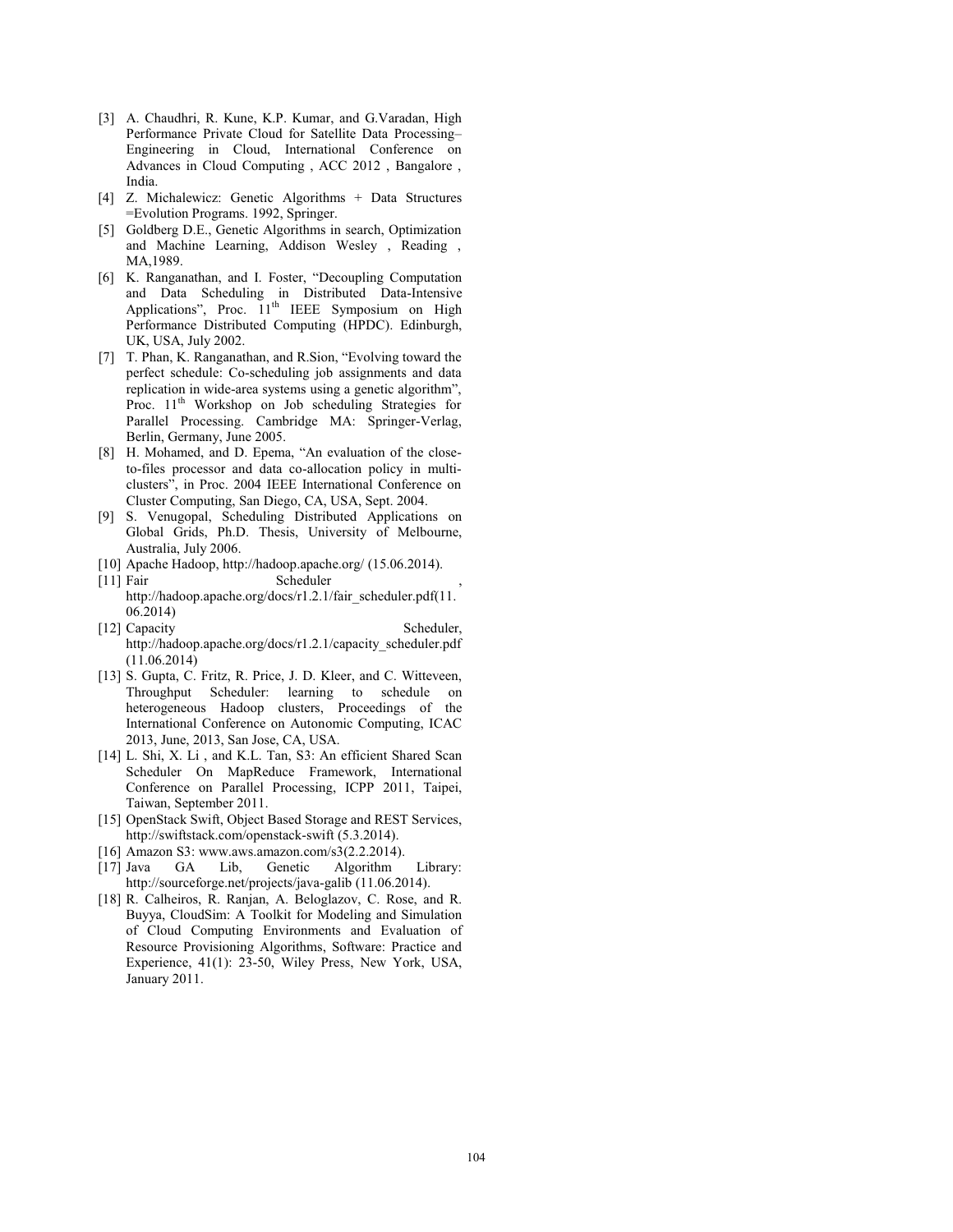[3] A. Chaudhri, R. Kune, K.P. Kumar, and G.Varadan, High Performance Private Cloud for Satellite Data Processing– Engineering in Cloud, International Conference on Advances in Cloud Computing , ACC 2012 , Bangalore , India.

[4] Z. Michalewicz: Genetic Algorithms + Data Structures =Evolution Programs. 1992, Springer.

[5] Goldberg D.E., Genetic Algorithms in search, Optimization and Machine Learning, Addison Wesley , Reading , MA,1989.

[6] K. Ranganathan, and I. Foster, "Decoupling Computation and Data Scheduling in Distributed Data-Intensive Applications", Proc. 11th IEEE Symposium on High Performance Distributed Computing (HPDC). Edinburgh, UK, USA, July 2002.

[7] T. Phan, K. Ranganathan, and R.Sion, "Evolving toward the perfect schedule: Co-scheduling job assignments and data replication in wide-area systems using a genetic algorithm", Proc. 11th Workshop on Job scheduling Strategies for Parallel Processing. Cambridge MA: Springer-Verlag, Berlin, Germany, June 2005.

[8] H. Mohamed, and D. Epema, "An evaluation of the close-to-files processor and data co-allocation policy in multi-clusters", in Proc. 2004 IEEE International Conference on Cluster Computing, San Diego, CA, USA, Sept. 2004.

[9] S. Venugopal, Scheduling Distributed Applications on Global Grids, Ph.D. Thesis, University of Melbourne, Australia, July 2006.

[10] Apache Hadoop, http://hadoop.apache.org/ (15.06.2014).

[11] Fair Scheduler , http://hadoop.apache.org/docs/r1.2.1/fair_scheduler.pdf(11.06.2014)

[12] Capacity Scheduler, http://hadoop.apache.org/docs/r1.2.1/capacity_scheduler.pdf (11.06.2014)

[13] S. Gupta, C. Fritz, R. Price, J. D. Kleer, and C. Witteveen, Throughput Scheduler: learning to schedule on heterogeneous Hadoop clusters, Proceedings of the International Conference on Autonomic Computing, ICAC 2013, June, 2013, San Jose, CA, USA.

[14] L. Shi, X. Li , and K.L. Tan, S3: An efficient Shared Scan Scheduler On MapReduce Framework, International Conference on Parallel Processing, ICPP 2011, Taipei, Taiwan, September 2011.

[15] OpenStack Swift, Object Based Storage and REST Services, http://swiftstack.com/openstack-swift (5.3.2014).

[16] Amazon S3: www.aws.amazon.com/s3(2.2.2014).

[17] Java GA Lib, Genetic Algorithm Library: http://sourceforge.net/projects/java-galib (11.06.2014).

[18] R. Calheiros, R. Ranjan, A. Beloglazov, C. Rose, and R. Buyya, CloudSim: A Toolkit for Modeling and Simulation of Cloud Computing Environments and Evaluation of Resource Provisioning Algorithms, Software: Practice and Experience, 41(1): 23-50, Wiley Press, New York, USA, January 2011.